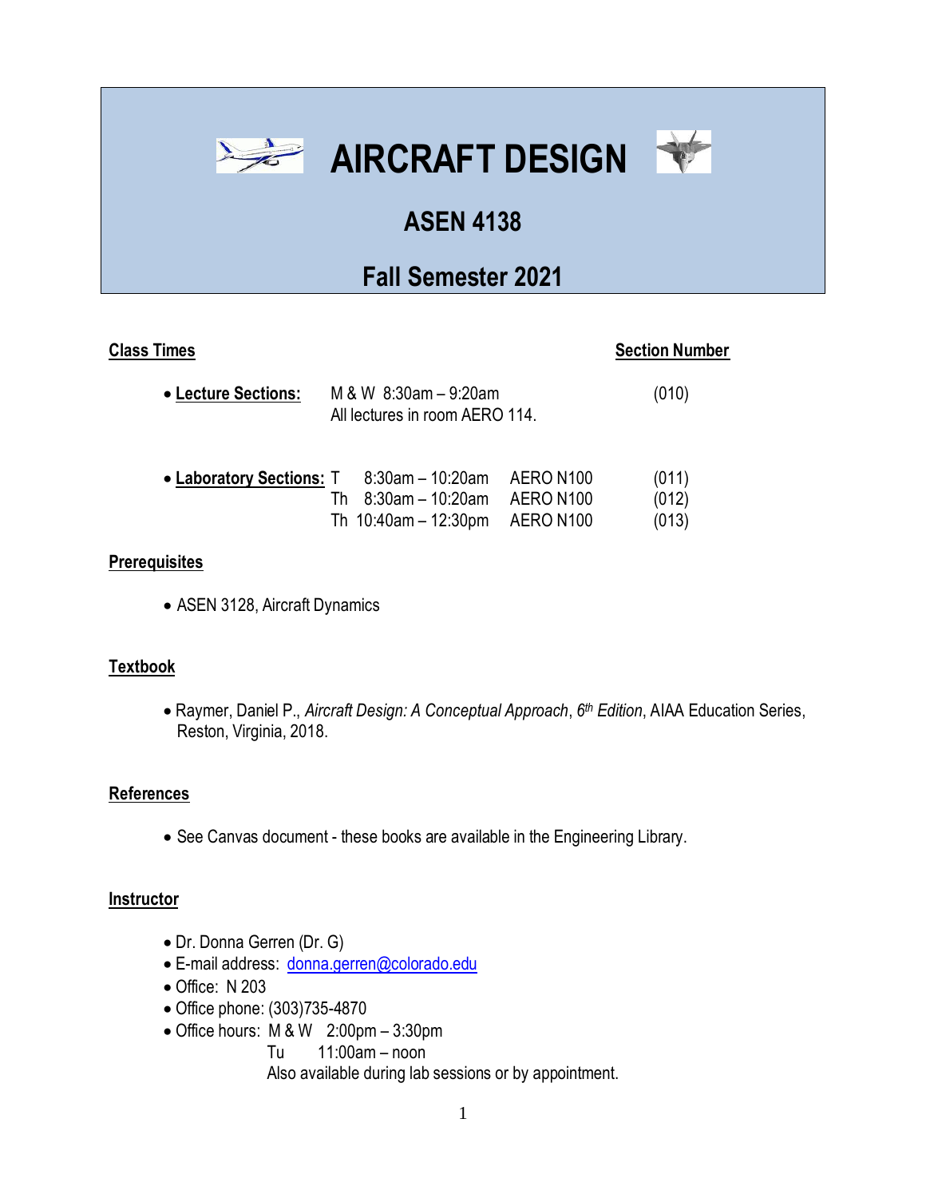# AIRCRAFT DESIGN

## ASEN 4138

## Fall Semester 2021

**Class Times** — **Section Number**

- **Lecture Sections:** M & W 8:30am – 9:20am (010)
  All lectures in room AERO 114.

- **Laboratory Sections:**

| Day | Time | Room | Section |
| --- | --- | --- | --- |
| T | 8:30am – 10:20am | AERO N100 | (011) |
| Th | 8:30am – 10:20am | AERO N100 | (012) |
| Th | 10:40am – 12:30pm | AERO N100 | (013) |

**Prerequisites**

- ASEN 3128, Aircraft Dynamics

**Textbook**

- Raymer, Daniel P., *Aircraft Design: A Conceptual Approach*, *6th Edition*, AIAA Education Series, Reston, Virginia, 2018.

**References**

- See Canvas document - these books are available in the Engineering Library.

**Instructor**

- Dr. Donna Gerren (Dr. G)
- E-mail address: donna.gerren@colorado.edu
- Office: N 203
- Office phone: (303)735-4870
- Office hours: M & W 2:00pm – 3:30pm
  Tu 11:00am – noon
  Also available during lab sessions or by appointment.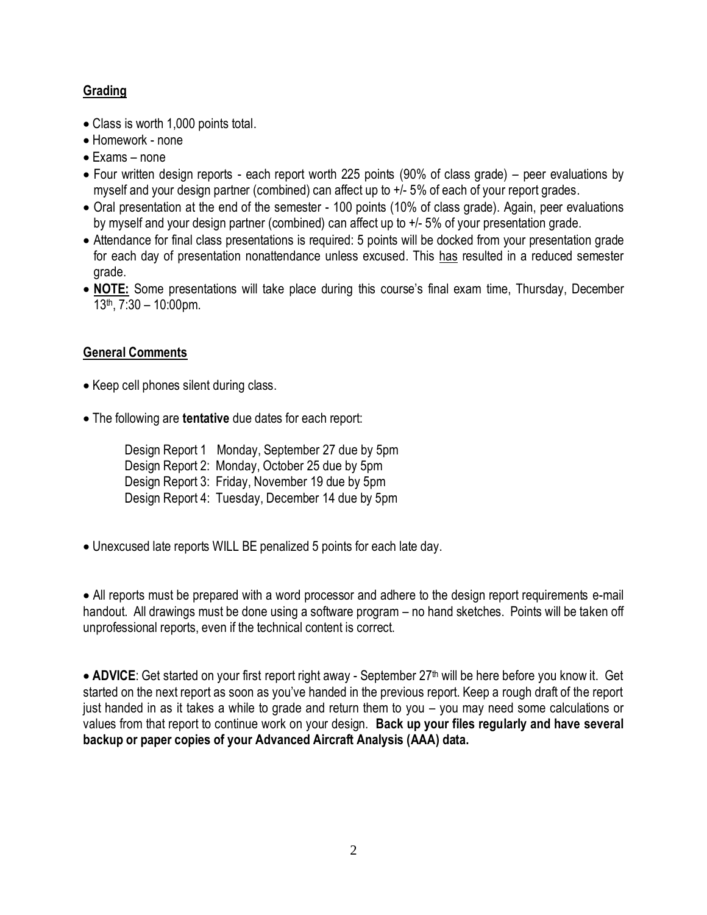## Grading

- Class is worth 1,000 points total.
- Homework - none
- Exams – none
- Four written design reports - each report worth 225 points (90% of class grade) – peer evaluations by myself and your design partner (combined) can affect up to +/- 5% of each of your report grades.
- Oral presentation at the end of the semester - 100 points (10% of class grade). Again, peer evaluations by myself and your design partner (combined) can affect up to +/- 5% of your presentation grade.
- Attendance for final class presentations is required: 5 points will be docked from your presentation grade for each day of presentation nonattendance unless excused. This has resulted in a reduced semester grade.
- **NOTE:** Some presentations will take place during this course's final exam time, Thursday, December 13th, 7:30 – 10:00pm.

## General Comments

- Keep cell phones silent during class.

- The following are **tentative** due dates for each report:

  Design Report 1 Monday, September 27 due by 5pm
  Design Report 2: Monday, October 25 due by 5pm
  Design Report 3: Friday, November 19 due by 5pm
  Design Report 4: Tuesday, December 14 due by 5pm

- Unexcused late reports WILL BE penalized 5 points for each late day.

- All reports must be prepared with a word processor and adhere to the design report requirements e-mail handout. All drawings must be done using a software program – no hand sketches. Points will be taken off unprofessional reports, even if the technical content is correct.

- **ADVICE**: Get started on your first report right away - September 27th will be here before you know it. Get started on the next report as soon as you've handed in the previous report. Keep a rough draft of the report just handed in as it takes a while to grade and return them to you – you may need some calculations or values from that report to continue work on your design. **Back up your files regularly and have several backup or paper copies of your Advanced Aircraft Analysis (AAA) data.**